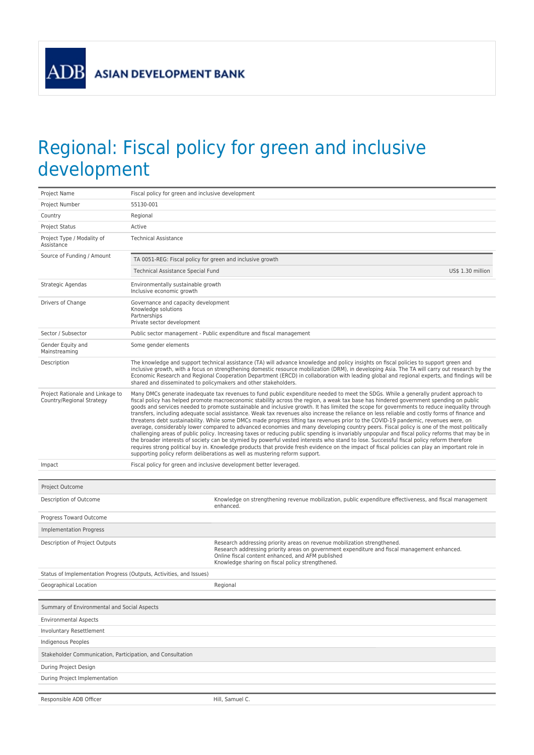ADB ASIAN DEVELOPMENT BANK

# Regional: Fiscal policy for green and inclusive development

| | |
|---|---|
| Project Name | Fiscal policy for green and inclusive development |
| Project Number | 55130-001 |
| Country | Regional |
| Project Status | Active |
| Project Type / Modality of Assistance | Technical Assistance |
| Source of Funding / Amount | TA 0051-REG: Fiscal policy for green and inclusive growth<br>Technical Assistance Special Fund — US$ 1.30 million |
| Strategic Agendas | Environmentally sustainable growth<br>Inclusive economic growth |
| Drivers of Change | Governance and capacity development<br>Knowledge solutions<br>Partnerships<br>Private sector development |
| Sector / Subsector | Public sector management - Public expenditure and fiscal management |
| Gender Equity and Mainstreaming | Some gender elements |
| Description | The knowledge and support technical assistance (TA) will advance knowledge and policy insights on fiscal policies to support green and inclusive growth, with a focus on strengthening domestic resource mobilization (DRM), in developing Asia. The TA will carry out research by the Economic Research and Regional Cooperation Department (ERCD) in collaboration with leading global and regional experts, and findings will be shared and disseminated to policymakers and other stakeholders. |
| Project Rationale and Linkage to Country/Regional Strategy | Many DMCs generate inadequate tax revenues to fund public expenditure needed to meet the SDGs. While a generally prudent approach to fiscal policy has helped promote macroeconomic stability across the region, a weak tax base has hindered government spending on public goods and services needed to promote sustainable and inclusive growth. It has limited the scope for governments to reduce inequality through transfers, including adequate social assistance. Weak tax revenues also increase the reliance on less reliable and costly forms of finance and threatens debt sustainability. While some DMCs made progress lifting tax revenues prior to the COVID-19 pandemic, revenues were, on average, considerably lower compared to advanced economies and many developing country peers. Fiscal policy is one of the most politically challenging areas of public policy. Increasing taxes or reducing public spending is invariably unpopular and fiscal policy reforms that may be in the broader interests of society can be stymied by powerful vested interests who stand to lose. Successful fiscal policy reform therefore requires strong political buy in. Knowledge products that provide fresh evidence on the impact of fiscal policies can play an important role in supporting policy reform deliberations as well as mustering reform support. |
| Impact | Fiscal policy for green and inclusive development better leveraged. |

| Project Outcome | |
|---|---|
| Description of Outcome | Knowledge on strengthening revenue mobilization, public expenditure effectiveness, and fiscal management enhanced. |
| Progress Toward Outcome | |
| **Implementation Progress** | |
| Description of Project Outputs | Research addressing priority areas on revenue mobilization strengthened.<br>Research addressing priority areas on government expenditure and fiscal management enhanced.<br>Online fiscal content enhanced, and AFM published<br>Knowledge sharing on fiscal policy strengthened. |
| Status of Implementation Progress (Outputs, Activities, and Issues) | |
| Geographical Location | Regional |

| Summary of Environmental and Social Aspects | |
|---|---|
| Environmental Aspects | |
| Involuntary Resettlement | |
| Indigenous Peoples | |
| **Stakeholder Communication, Participation, and Consultation** | |
| During Project Design | |
| During Project Implementation | |

| | |
|---|---|
| Responsible ADB Officer | Hill, Samuel C. |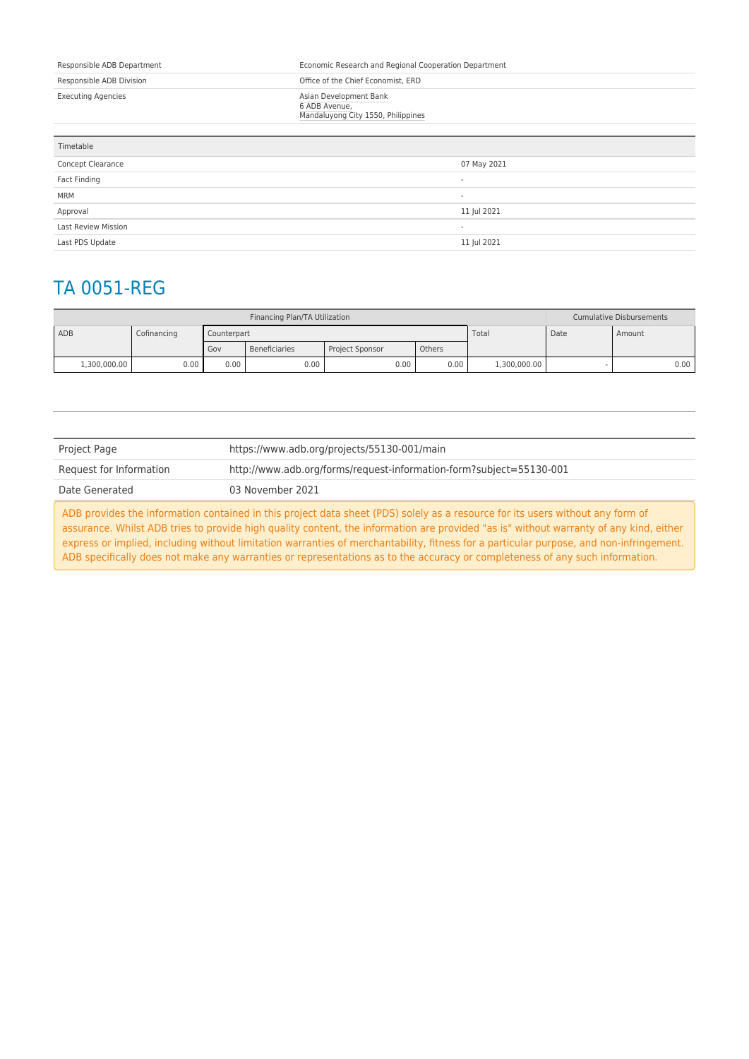| | |
|---|---|
| Responsible ADB Department | Economic Research and Regional Cooperation Department |
| Responsible ADB Division | Office of the Chief Economist, ERD |
| Executing Agencies | Asian Development Bank<br>6 ADB Avenue,<br>Mandaluyong City 1550, Philippines |

| Timetable | |
|---|---|
| Concept Clearance | 07 May 2021 |
| Fact Finding | - |
| MRM | - |
| Approval | 11 Jul 2021 |
| Last Review Mission | - |
| Last PDS Update | 11 Jul 2021 |

# TA 0051-REG

| Financing Plan/TA Utilization | | | | | | | | Cumulative Disbursements | |
|---|---|---|---|---|---|---|---|---|---|
| ADB | Cofinancing | Counterpart | | | | Total | | Date | Amount |
| | | Gov | Beneficiaries | Project Sponsor | Others | | | | |
| 1,300,000.00 | 0.00 | 0.00 | 0.00 | 0.00 | 0.00 | 1,300,000.00 | | - | 0.00 |

| | |
|---|---|
| Project Page | https://www.adb.org/projects/55130-001/main |
| Request for Information | http://www.adb.org/forms/request-information-form?subject=55130-001 |
| Date Generated | 03 November 2021 |

ADB provides the information contained in this project data sheet (PDS) solely as a resource for its users without any form of assurance. Whilst ADB tries to provide high quality content, the information are provided "as is" without warranty of any kind, either express or implied, including without limitation warranties of merchantability, fitness for a particular purpose, and non-infringement. ADB specifically does not make any warranties or representations as to the accuracy or completeness of any such information.